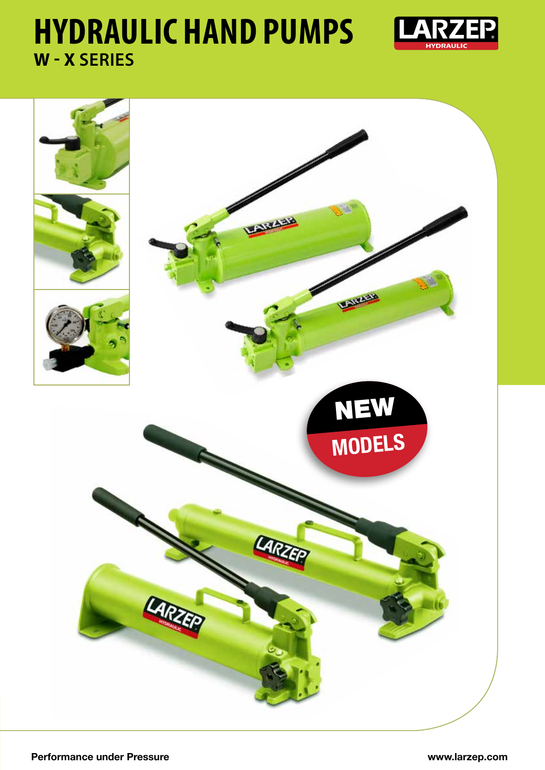# HYDRAULIC HAND PUMPS

## W - X SERIES

NEW MODELS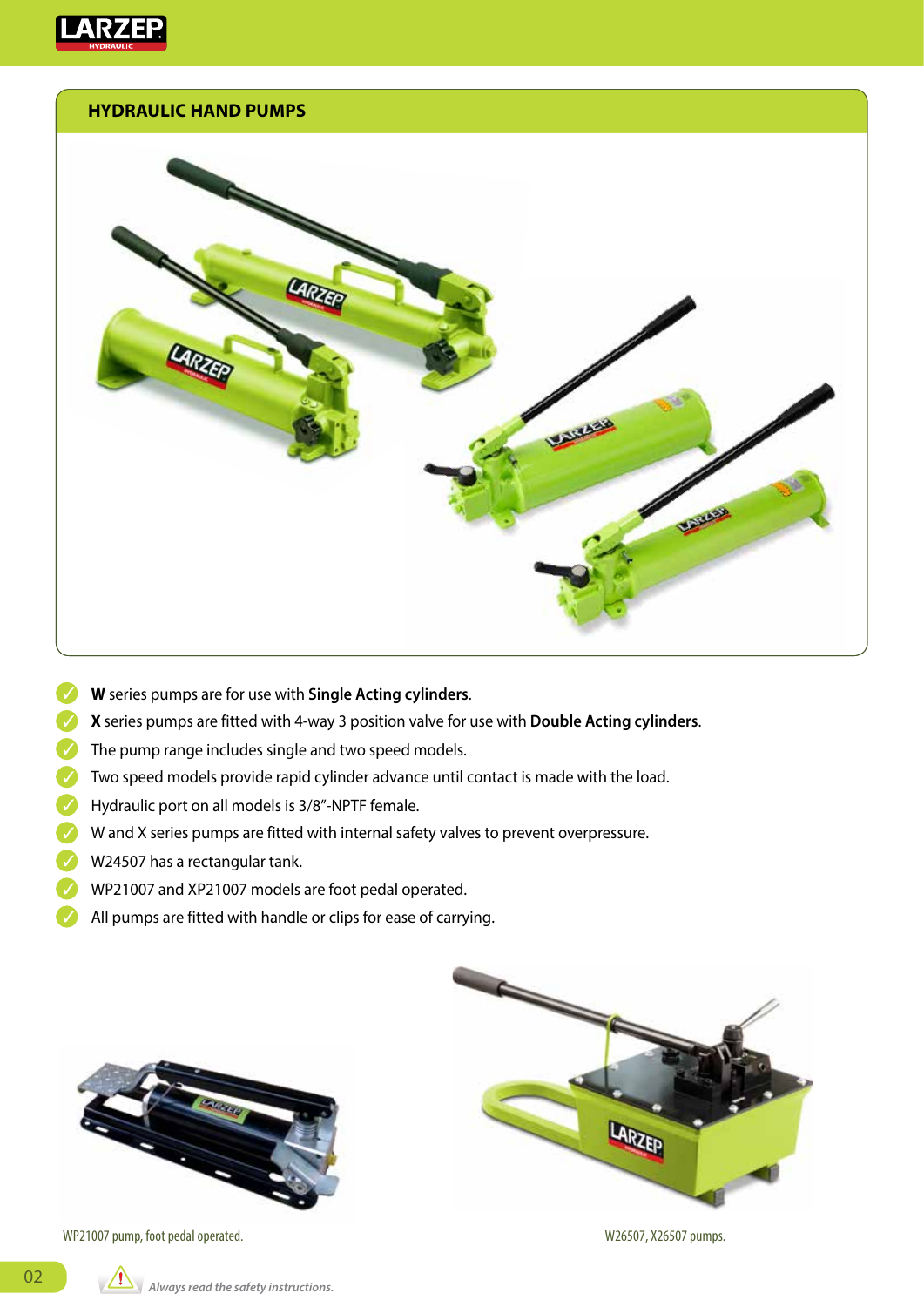## HYDRAULIC HAND PUMPS

- **W** series pumps are for use with **Single Acting cylinders**.
- **X** series pumps are fitted with 4-way 3 position valve for use with **Double Acting cylinders**.
- The pump range includes single and two speed models.
- Two speed models provide rapid cylinder advance until contact is made with the load.
- Hydraulic port on all models is 3/8"-NPTF female.
- W and X series pumps are fitted with internal safety valves to prevent overpressure.
- W24507 has a rectangular tank.
- WP21007 and XP21007 models are foot pedal operated.
- All pumps are fitted with handle or clips for ease of carrying.

WP21007 pump, foot pedal operated.

W26507, X26507 pumps.

*Always read the safety instructions.*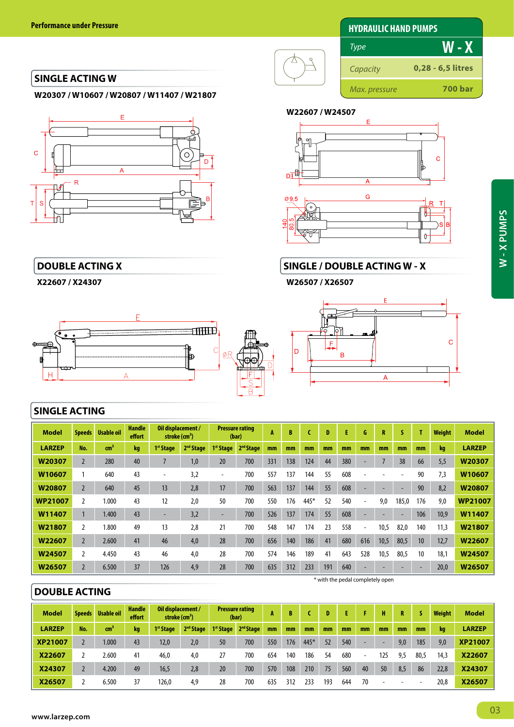Performance under Pressure

## HYDRAULIC HAND PUMPS

| | |
|---|---|
| *Type* | **W - X** |
| *Capacity* | **0,28 - 6,5 litres** |
| *Max. pressure* | **700 bar** |

## SINGLE ACTING W

**W20307 / W10607 / W20807 / W11407 / W21807**

**W22607 / W24507**

## DOUBLE ACTING X

**X22607 / X24307**

## SINGLE / DOUBLE ACTING W - X

**W26507 / X26507**

W - X PUMPS

## SINGLE ACTING

| Model | Speeds | Usable oil | Handle effort | Oil displacement / stroke (cm³) | | Pressure rating (bar) | | A | B | C | D | E | G | R | S | T | Weight | Model |
|---|---|---|---|---|---|---|---|---|---|---|---|---|---|---|---|---|---|---|
| LARZEP | No. | cm³ | kg | 1st Stage | 2nd Stage | 1st Stage | 2nd Stage | mm | mm | mm | mm | mm | mm | mm | mm | mm | kg | LARZEP |
| **W20307** | 2 | 280 | 40 | 7 | 1,0 | 20 | 700 | 331 | 138 | 124 | 44 | 380 | - | 7 | 38 | 66 | 5,5 | **W20307** |
| **W10607** | 1 | 640 | 43 | - | 3,2 | - | 700 | 557 | 137 | 144 | 55 | 608 | - | - | - | 90 | 7,3 | **W10607** |
| **W20807** | 2 | 640 | 45 | 13 | 2,8 | 17 | 700 | 563 | 137 | 144 | 55 | 608 | - | - | - | 90 | 8,2 | **W20807** |
| **WP21007** | 2 | 1.000 | 43 | 12 | 2,0 | 50 | 700 | 550 | 176 | 445* | 52 | 540 | - | 9,0 | 185,0 | 176 | 9,0 | **WP21007** |
| **W11407** | 1 | 1.400 | 43 | - | 3,2 | - | 700 | 526 | 137 | 174 | 55 | 608 | - | - | - | 106 | 10,9 | **W11407** |
| **W21807** | 2 | 1.800 | 49 | 13 | 2,8 | 21 | 700 | 548 | 147 | 174 | 23 | 558 | - | 10,5 | 82,0 | 140 | 11,3 | **W21807** |
| **W22607** | 2 | 2.600 | 41 | 46 | 4,0 | 28 | 700 | 656 | 140 | 186 | 41 | 680 | 616 | 10,5 | 80,5 | 10 | 12,7 | **W22607** |
| **W24507** | 2 | 4.450 | 43 | 46 | 4,0 | 28 | 700 | 574 | 146 | 189 | 41 | 643 | 528 | 10,5 | 80,5 | 10 | 18,1 | **W24507** |
| **W26507** | 2 | 6.500 | 37 | 126 | 4,9 | 28 | 700 | 635 | 312 | 233 | 191 | 640 | - | - | - | - | 20,0 | **W26507** |

\* with the pedal completely open

## DOUBLE ACTING

| Model | Speeds | Usable oil | Handle effort | Oil displacement / stroke (cm³) | | Pressure rating (bar) | | A | B | C | D | E | F | H | R | S | Weight | Model |
|---|---|---|---|---|---|---|---|---|---|---|---|---|---|---|---|---|---|---|
| LARZEP | No. | cm³ | kg | 1st Stage | 2nd Stage | 1st Stage | 2nd Stage | mm | mm | mm | mm | mm | mm | mm | mm | mm | kg | LARZEP |
| **XP21007** | 2 | 1.000 | 43 | 12,0 | 2,0 | 50 | 700 | 550 | 176 | 445* | 52 | 540 | - | - | 9,0 | 185 | 9,0 | **XP21007** |
| **X22607** | 2 | 2.600 | 41 | 46,0 | 4,0 | 27 | 700 | 654 | 140 | 186 | 54 | 680 | - | 125 | 9,5 | 80,5 | 14,3 | **X22607** |
| **X24307** | 2 | 4.200 | 49 | 16,5 | 2,8 | 20 | 700 | 570 | 108 | 210 | 75 | 560 | 40 | 50 | 8,5 | 86 | 22,8 | **X24307** |
| **X26507** | 2 | 6.500 | 37 | 126,0 | 4,9 | 28 | 700 | 635 | 312 | 233 | 193 | 644 | 70 | - | - | - | 20,8 | **X26507** |

www.larzep.com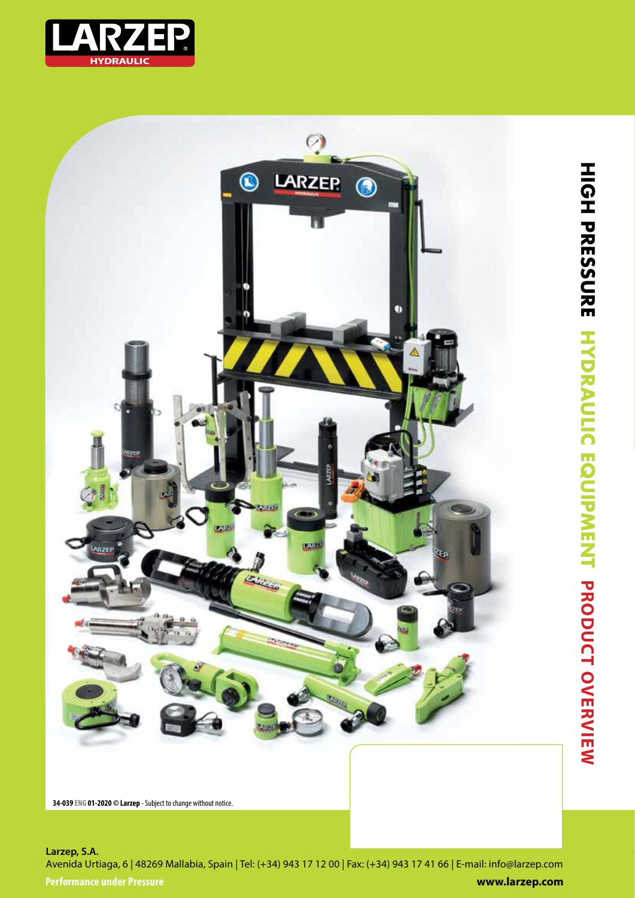# HIGH PRESSURE HYDRAULIC EQUIPMENT PRODUCT OVERVIEW

34-039 ENG 01-2020 © Larzep - Subject to change without notice.

**Larzep, S.A.**
Avenida Urtiaga, 6 | 48269 Mallabia, Spain | Tel: (+34) 943 17 12 00 | Fax: (+34) 943 17 41 66 | E-mail: info@larzep.com

**Performance under Pressure**

**www.larzep.com**